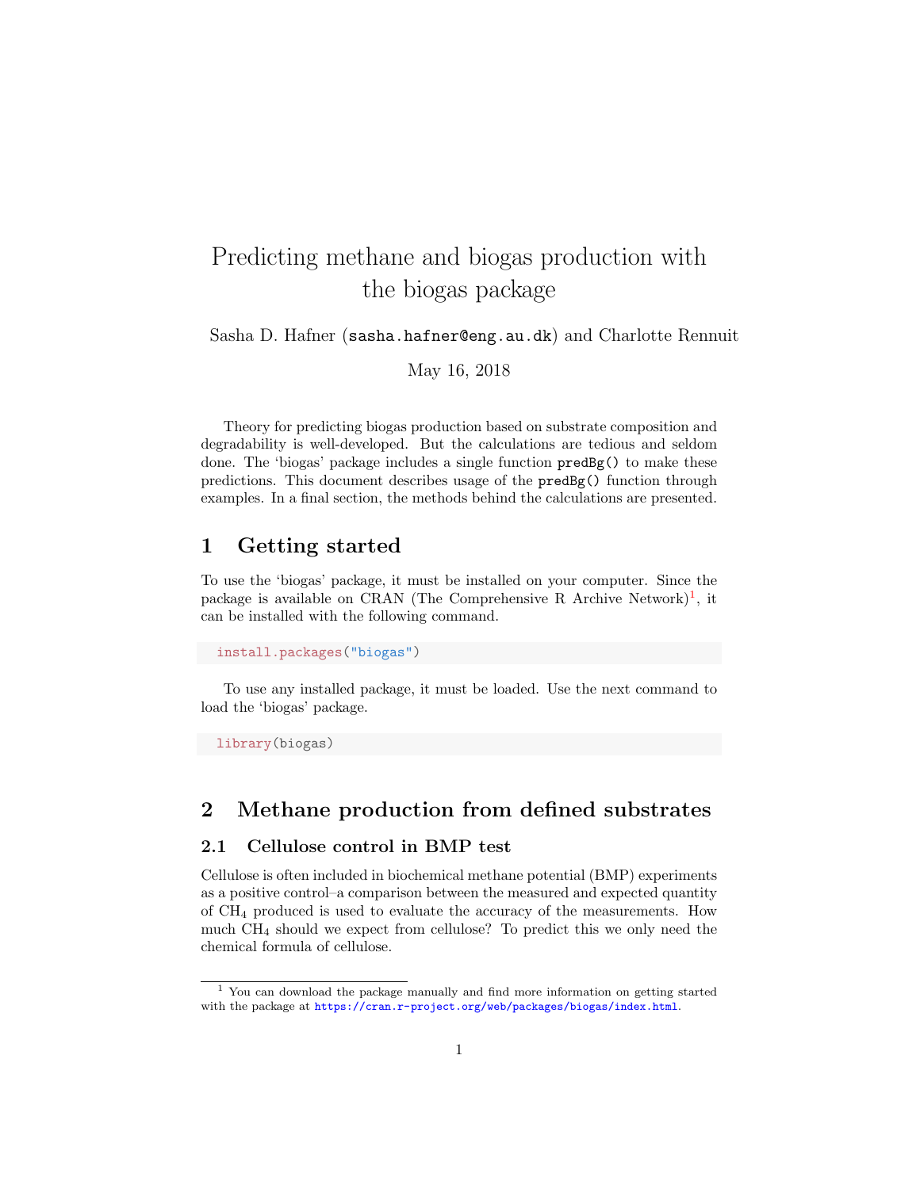# Predicting methane and biogas production with the biogas package

Sasha D. Hafner (`sasha.hafner@eng.au.dk`) and Charlotte Rennuit

May 16, 2018

Theory for predicting biogas production based on substrate composition and degradability is well-developed. But the calculations are tedious and seldom done. The 'biogas' package includes a single function `predBg()` to make these predictions. This document describes usage of the `predBg()` function through examples. In a final section, the methods behind the calculations are presented.

## 1 Getting started

To use the 'biogas' package, it must be installed on your computer. Since the package is available on CRAN (The Comprehensive R Archive Network)[1], it can be installed with the following command.

```
install.packages("biogas")
```

To use any installed package, it must be loaded. Use the next command to load the 'biogas' package.

```
library(biogas)
```

## 2 Methane production from defined substrates

### 2.1 Cellulose control in BMP test

Cellulose is often included in biochemical methane potential (BMP) experiments as a positive control–a comparison between the measured and expected quantity of $CH_4$ produced is used to evaluate the accuracy of the measurements. How much $CH_4$ should we expect from cellulose? To predict this we only need the chemical formula of cellulose.

[1] You can download the package manually and find more information on getting started with the package at https://cran.r-project.org/web/packages/biogas/index.html.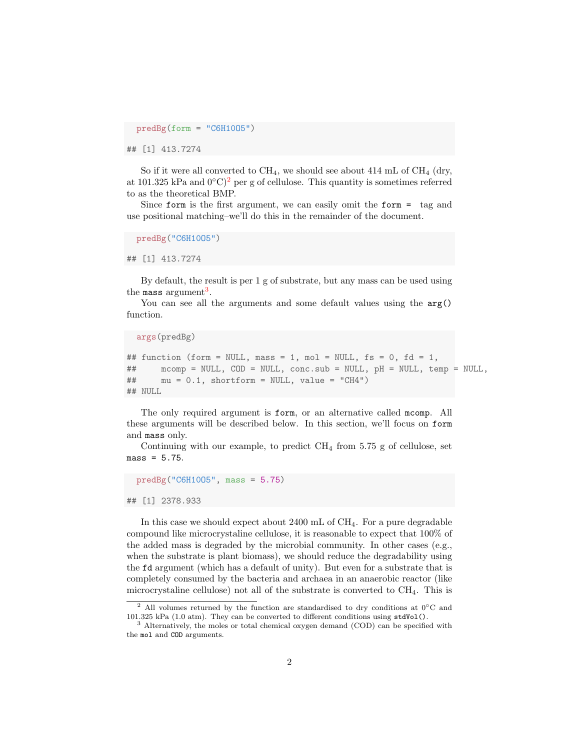```r
predBg(form = "C6H10O5")

## [1] 413.7274
```

So if it were all converted to $CH_4$, we should see about 414 mL of $CH_4$ (dry, at 101.325 kPa and 0°C)[2] per g of cellulose. This quantity is sometimes referred to as the theoretical BMP.

Since `form` is the first argument, we can easily omit the `form =` tag and use positional matching–we'll do this in the remainder of the document.

```r
predBg("C6H10O5")

## [1] 413.7274
```

By default, the result is per 1 g of substrate, but any mass can be used using the `mass` argument[3].

You can see all the arguments and some default values using the `arg()` function.

```r
args(predBg)

## function (form = NULL, mass = 1, mol = NULL, fs = 0, fd = 1,
##     mcomp = NULL, COD = NULL, conc.sub = NULL, pH = NULL, temp = NULL,
##     mu = 0.1, shortform = NULL, value = "CH4")
## NULL
```

The only required argument is `form`, or an alternative called `mcomp`. All these arguments will be described below. In this section, we'll focus on `form` and `mass` only.

Continuing with our example, to predict $CH_4$ from 5.75 g of cellulose, set `mass = 5.75`.

```r
predBg("C6H10O5", mass = 5.75)

## [1] 2378.933
```

In this case we should expect about 2400 mL of $CH_4$. For a pure degradable compound like microcrystaline cellulose, it is reasonable to expect that 100% of the added mass is degraded by the microbial community. In other cases (e.g., when the substrate is plant biomass), we should reduce the degradability using the `fd` argument (which has a default of unity). But even for a substrate that is completely consumed by the bacteria and archaea in an anaerobic reactor (like microcrystaline cellulose) not all of the substrate is converted to $CH_4$. This is

[2] All volumes returned by the function are standardised to dry conditions at 0°C and 101.325 kPa (1.0 atm). They can be converted to different conditions using `stdVol()`.

[3] Alternatively, the moles or total chemical oxygen demand (COD) can be specified with the `mol` and `COD` arguments.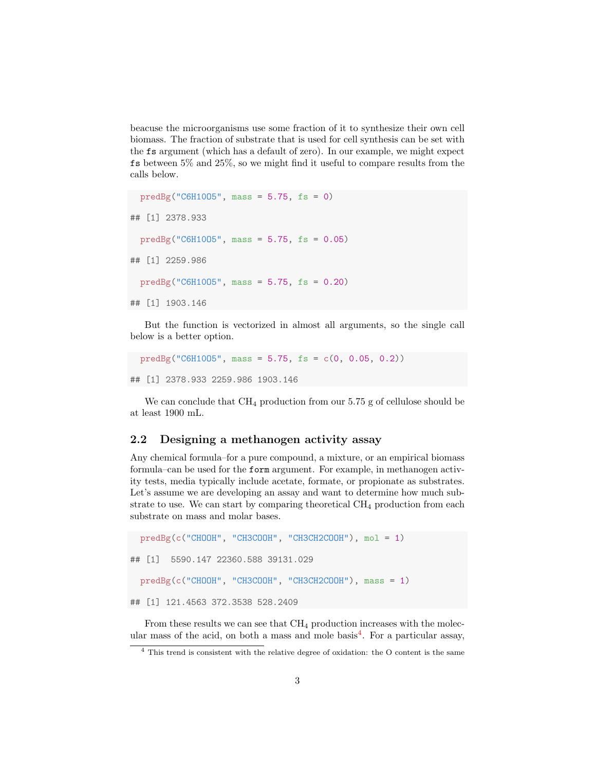beacuse the microorganisms use some fraction of it to synthesize their own cell biomass. The fraction of substrate that is used for cell synthesis can be set with the `fs` argument (which has a default of zero). In our example, we might expect `fs` between 5% and 25%, so we might find it useful to compare results from the calls below.

```
predBg("C6H10O5", mass = 5.75, fs = 0)

## [1] 2378.933

predBg("C6H10O5", mass = 5.75, fs = 0.05)

## [1] 2259.986

predBg("C6H10O5", mass = 5.75, fs = 0.20)

## [1] 1903.146
```

But the function is vectorized in almost all arguments, so the single call below is a better option.

```
predBg("C6H10O5", mass = 5.75, fs = c(0, 0.05, 0.2))

## [1] 2378.933 2259.986 1903.146
```

We can conclude that $CH_4$ production from our 5.75 g of cellulose should be at least 1900 mL.

## 2.2 Designing a methanogen activity assay

Any chemical formula–for a pure compound, a mixture, or an empirical biomass formula–can be used for the `form` argument. For example, in methanogen activity tests, media typically include acetate, formate, or propionate as substrates. Let's assume we are developing an assay and want to determine how much substrate to use. We can start by comparing theoretical $CH_4$ production from each substrate on mass and molar bases.

```
predBg(c("CHOOH", "CH3COOH", "CH3CH2COOH"), mol = 1)

## [1]  5590.147 22360.588 39131.029

predBg(c("CHOOH", "CH3COOH", "CH3CH2COOH"), mass = 1)

## [1] 121.4563 372.3538 528.2409
```

From these results we can see that $CH_4$ production increases with the molecular mass of the acid, on both a mass and mole basis[4]. For a particular assay,

[4] This trend is consistent with the relative degree of oxidation: the O content is the same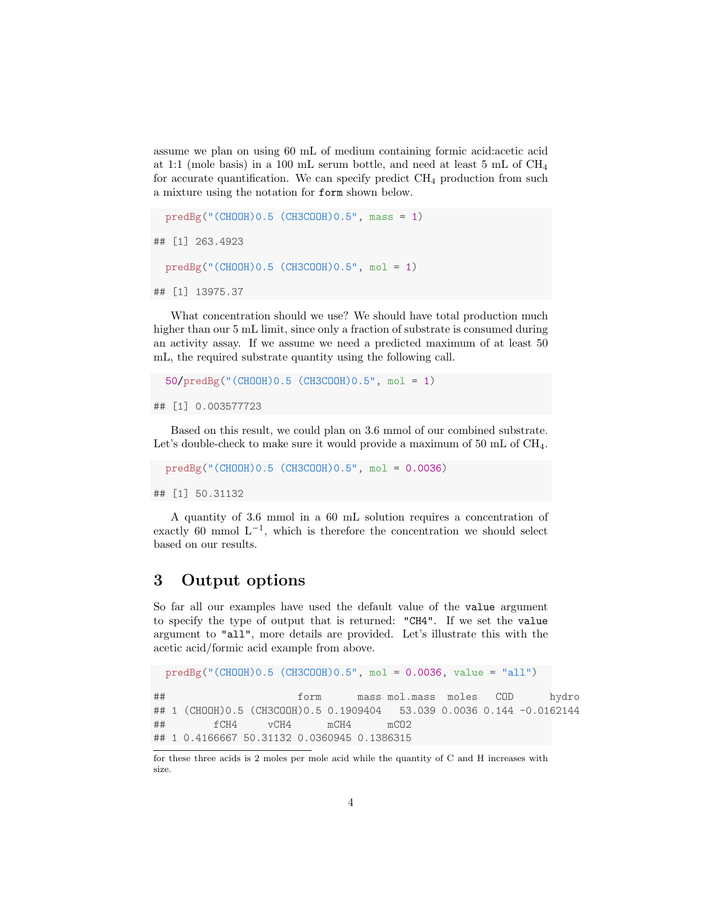assume we plan on using 60 mL of medium containing formic acid:acetic acid at 1:1 (mole basis) in a 100 mL serum bottle, and need at least 5 mL of $CH_4$ for accurate quantification. We can specify predict $CH_4$ production from such a mixture using the notation for `form` shown below.

```
predBg("(CHOOH)0.5 (CH3COOH)0.5", mass = 1)

## [1] 263.4923

predBg("(CHOOH)0.5 (CH3COOH)0.5", mol = 1)

## [1] 13975.37
```

What concentration should we use? We should have total production much higher than our 5 mL limit, since only a fraction of substrate is consumed during an activity assay. If we assume we need a predicted maximum of at least 50 mL, the required substrate quantity using the following call.

```
50/predBg("(CHOOH)0.5 (CH3COOH)0.5", mol = 1)

## [1] 0.003577723
```

Based on this result, we could plan on 3.6 mmol of our combined substrate. Let's double-check to make sure it would provide a maximum of 50 mL of $CH_4$.

```
predBg("(CHOOH)0.5 (CH3COOH)0.5", mol = 0.0036)

## [1] 50.31132
```

A quantity of 3.6 mmol in a 60 mL solution requires a concentration of exactly 60 mmol $L^{-1}$, which is therefore the concentration we should select based on our results.

# 3 Output options

So far all our examples have used the default value of the `value` argument to specify the type of output that is returned: `"CH4"`. If we set the `value` argument to `"all"`, more details are provided. Let's illustrate this with the acetic acid/formic acid example from above.

```
predBg("(CHOOH)0.5 (CH3COOH)0.5", mol = 0.0036, value = "all")

##                      form      mass mol.mass  moles   COD      hydro
## 1 (CHOOH)0.5 (CH3COOH)0.5 0.1909404   53.039 0.0036 0.144 -0.0162144
##        fCH4     vCH4      mCH4      mCO2
## 1 0.4166667 50.31132 0.0360945 0.1386315
```

for these three acids is 2 moles per mole acid while the quantity of C and H increases with size.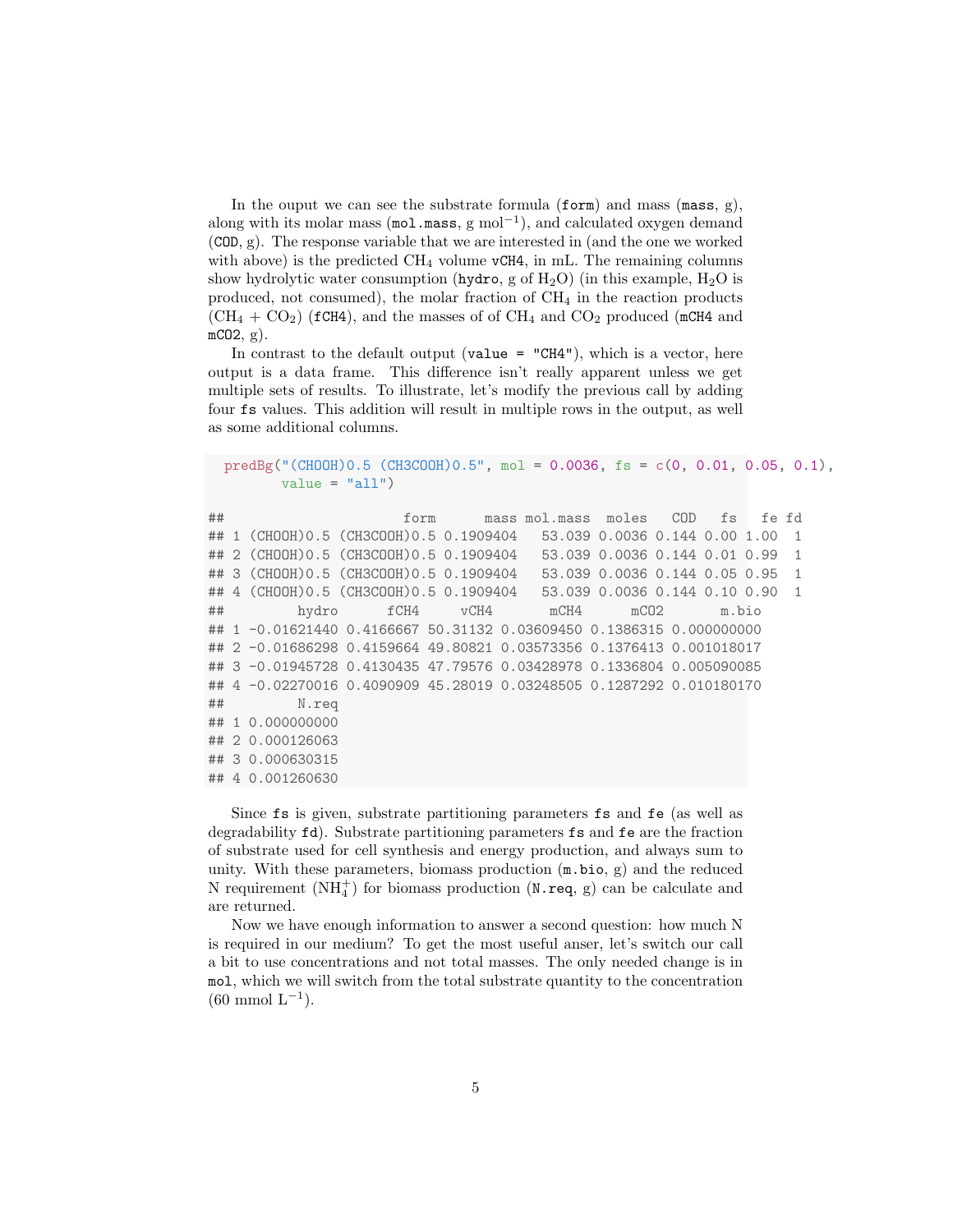In the ouput we can see the substrate formula (`form`) and mass (`mass`, g), along with its molar mass (`mol.mass`, g $mol^{-1}$), and calculated oxygen demand (`COD`, g). The response variable that we are interested in (and the one we worked with above) is the predicted $CH_4$ volume `vCH4`, in mL. The remaining columns show hydrolytic water consumption (`hydro`, g of $H_2O$) (in this example, $H_2O$ is produced, not consumed), the molar fraction of $CH_4$ in the reaction products ($CH_4$ + $CO_2$) (`fCH4`), and the masses of of $CH_4$ and $CO_2$ produced (`mCH4` and `mCO2`, g).

In contrast to the default output (`value = "CH4"`), which is a vector, here output is a data frame. This difference isn't really apparent unless we get multiple sets of results. To illustrate, let's modify the previous call by adding four `fs` values. This addition will result in multiple rows in the output, as well as some additional columns.

```
predBg("(CHOOH)0.5 (CH3COOH)0.5", mol = 0.0036, fs = c(0, 0.01, 0.05, 0.1),
       value = "all")

##                      form      mass mol.mass  moles   COD   fs   fe fd
## 1 (CHOOH)0.5 (CH3COOH)0.5 0.1909404   53.039 0.0036 0.144 0.00 1.00  1
## 2 (CHOOH)0.5 (CH3COOH)0.5 0.1909404   53.039 0.0036 0.144 0.01 0.99  1
## 3 (CHOOH)0.5 (CH3COOH)0.5 0.1909404   53.039 0.0036 0.144 0.05 0.95  1
## 4 (CHOOH)0.5 (CH3COOH)0.5 0.1909404   53.039 0.0036 0.144 0.10 0.90  1
##         hydro      fCH4     vCH4       mCH4      mCO2       m.bio
## 1 -0.01621440 0.4166667 50.31132 0.03609450 0.1386315 0.000000000
## 2 -0.01686298 0.4159664 49.80821 0.03573356 0.1376413 0.001018017
## 3 -0.01945728 0.4130435 47.79576 0.03428978 0.1336804 0.005090085
## 4 -0.02270016 0.4090909 45.28019 0.03248505 0.1287292 0.010180170
##         N.req
## 1 0.000000000
## 2 0.000126063
## 3 0.000630315
## 4 0.001260630
```

Since `fs` is given, substrate partitioning parameters `fs` and `fe` (as well as degradability `fd`). Substrate partitioning parameters `fs` and `fe` are the fraction of substrate used for cell synthesis and energy production, and always sum to unity. With these parameters, biomass production (`m.bio`, g) and the reduced N requirement ($NH_4^+$) for biomass production (`N.req`, g) can be calculate and are returned.

Now we have enough information to answer a second question: how much N is required in our medium? To get the most useful anser, let's switch our call a bit to use concentrations and not total masses. The only needed change is in `mol`, which we will switch from the total substrate quantity to the concentration (60 mmol $L^{-1}$).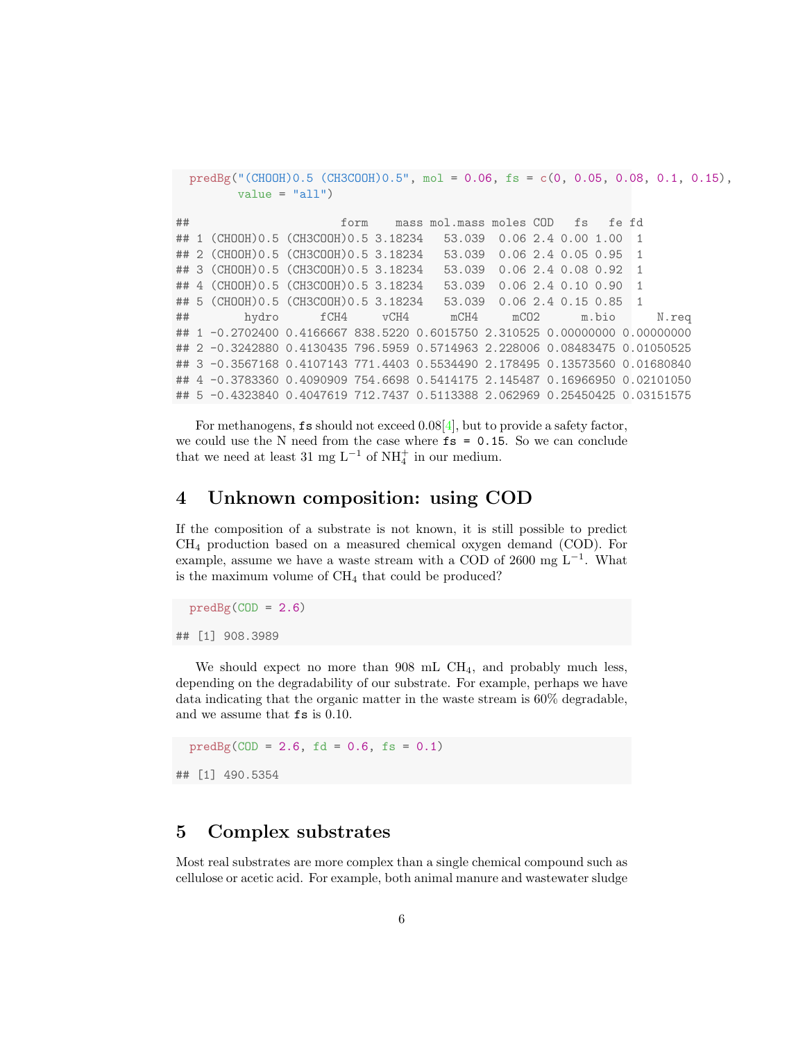```
predBg("(CHOOH)0.5 (CH3COOH)0.5", mol = 0.06, fs = c(0, 0.05, 0.08, 0.1, 0.15),
       value = "all")
```

```
##                        form    mass mol.mass moles COD   fs   fe fd
## 1 (CHOOH)0.5 (CH3COOH)0.5 3.18234   53.039  0.06 2.4 0.00 1.00  1
## 2 (CHOOH)0.5 (CH3COOH)0.5 3.18234   53.039  0.06 2.4 0.05 0.95  1
## 3 (CHOOH)0.5 (CH3COOH)0.5 3.18234   53.039  0.06 2.4 0.08 0.92  1
## 4 (CHOOH)0.5 (CH3COOH)0.5 3.18234   53.039  0.06 2.4 0.10 0.90  1
## 5 (CHOOH)0.5 (CH3COOH)0.5 3.18234   53.039  0.06 2.4 0.15 0.85  1
##        hydro      fCH4     vCH4      mCH4     mCO2      m.bio      N.req
## 1 -0.2702400 0.4166667 838.5220 0.6015750 2.310525 0.00000000 0.00000000
## 2 -0.3242880 0.4130435 796.5959 0.5714963 2.228006 0.08483475 0.01050525
## 3 -0.3567168 0.4107143 771.4403 0.5534490 2.178495 0.13573560 0.01680840
## 4 -0.3783360 0.4090909 754.6698 0.5414175 2.145487 0.16966950 0.02101050
## 5 -0.4323840 0.4047619 712.7437 0.5113388 2.062969 0.25450425 0.03151575
```

For methanogens, `fs` should not exceed 0.08[4], but to provide a safety factor, we could use the N need from the case where `fs = 0.15`. So we can conclude that we need at least 31 mg $L^{-1}$ of $NH_4^+$ in our medium.

# 4 Unknown composition: using COD

If the composition of a substrate is not known, it is still possible to predict $CH_4$ production based on a measured chemical oxygen demand (COD). For example, assume we have a waste stream with a COD of 2600 mg $L^{-1}$. What is the maximum volume of $CH_4$ that could be produced?

```
predBg(COD = 2.6)
```

```
## [1] 908.3989
```

We should expect no more than 908 mL $CH_4$, and probably much less, depending on the degradability of our substrate. For example, perhaps we have data indicating that the organic matter in the waste stream is 60% degradable, and we assume that `fs` is 0.10.

```
predBg(COD = 2.6, fd = 0.6, fs = 0.1)
```

```
## [1] 490.5354
```

# 5 Complex substrates

Most real substrates are more complex than a single chemical compound such as cellulose or acetic acid. For example, both animal manure and wastewater sludge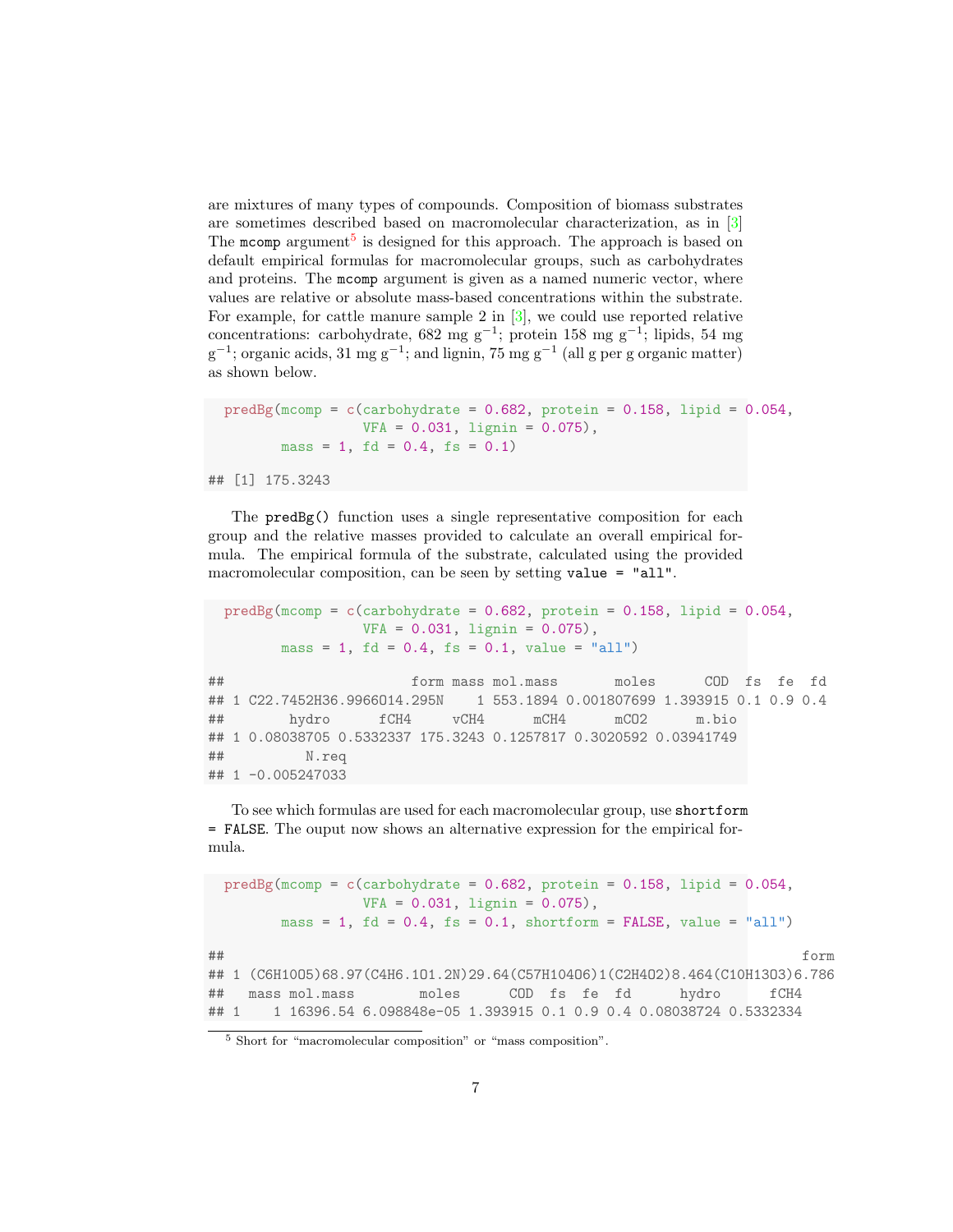are mixtures of many types of compounds. Composition of biomass substrates are sometimes described based on macromolecular characterization, as in [3] The `mcomp` argument[5] is designed for this approach. The approach is based on default empirical formulas for macromolecular groups, such as carbohydrates and proteins. The `mcomp` argument is given as a named numeric vector, where values are relative or absolute mass-based concentrations within the substrate. For example, for cattle manure sample 2 in [3], we could use reported relative concentrations: carbohydrate, 682 mg $g^{-1}$; protein 158 mg $g^{-1}$; lipids, 54 mg $g^{-1}$; organic acids, 31 mg $g^{-1}$; and lignin, 75 mg $g^{-1}$ (all g per g organic matter) as shown below.

```
predBg(mcomp = c(carbohydrate = 0.682, protein = 0.158, lipid = 0.054,
                 VFA = 0.031, lignin = 0.075),
       mass = 1, fd = 0.4, fs = 0.1)

## [1] 175.3243
```

The `predBg()` function uses a single representative composition for each group and the relative masses provided to calculate an overall empirical formula. The empirical formula of the substrate, calculated using the provided macromolecular composition, can be seen by setting `value = "all"`.

```
predBg(mcomp = c(carbohydrate = 0.682, protein = 0.158, lipid = 0.054,
                 VFA = 0.031, lignin = 0.075),
       mass = 1, fd = 0.4, fs = 0.1, value = "all")

##                      form mass mol.mass       moles      COD  fs  fe  fd
## 1 C22.7452H36.9966O14.295N    1 553.1894 0.001807699 1.393915 0.1 0.9 0.4
##        hydro      fCH4     vCH4      mCH4      mCO2      m.bio
## 1 0.08038705 0.5332337 175.3243 0.1257817 0.3020592 0.03941749
##          N.req
## 1 -0.005247033
```

To see which formulas are used for each macromolecular group, use `shortform = FALSE`. The ouput now shows an alternative expression for the empirical formula.

```
predBg(mcomp = c(carbohydrate = 0.682, protein = 0.158, lipid = 0.054,
                 VFA = 0.031, lignin = 0.075),
       mass = 1, fd = 0.4, fs = 0.1, shortform = FALSE, value = "all")

##                                                                         form
## 1 (C6H10O5)68.97(C4H6.1O1.2N)29.64(C57H104O6)1(C2H4O2)8.464(C10H13O3)6.786
##   mass mol.mass        moles      COD  fs  fe  fd      hydro      fCH4
## 1    1 16396.54 6.098848e-05 1.393915 0.1 0.9 0.4 0.08038724 0.5332334
```

[5] Short for "macromolecular composition" or "mass composition".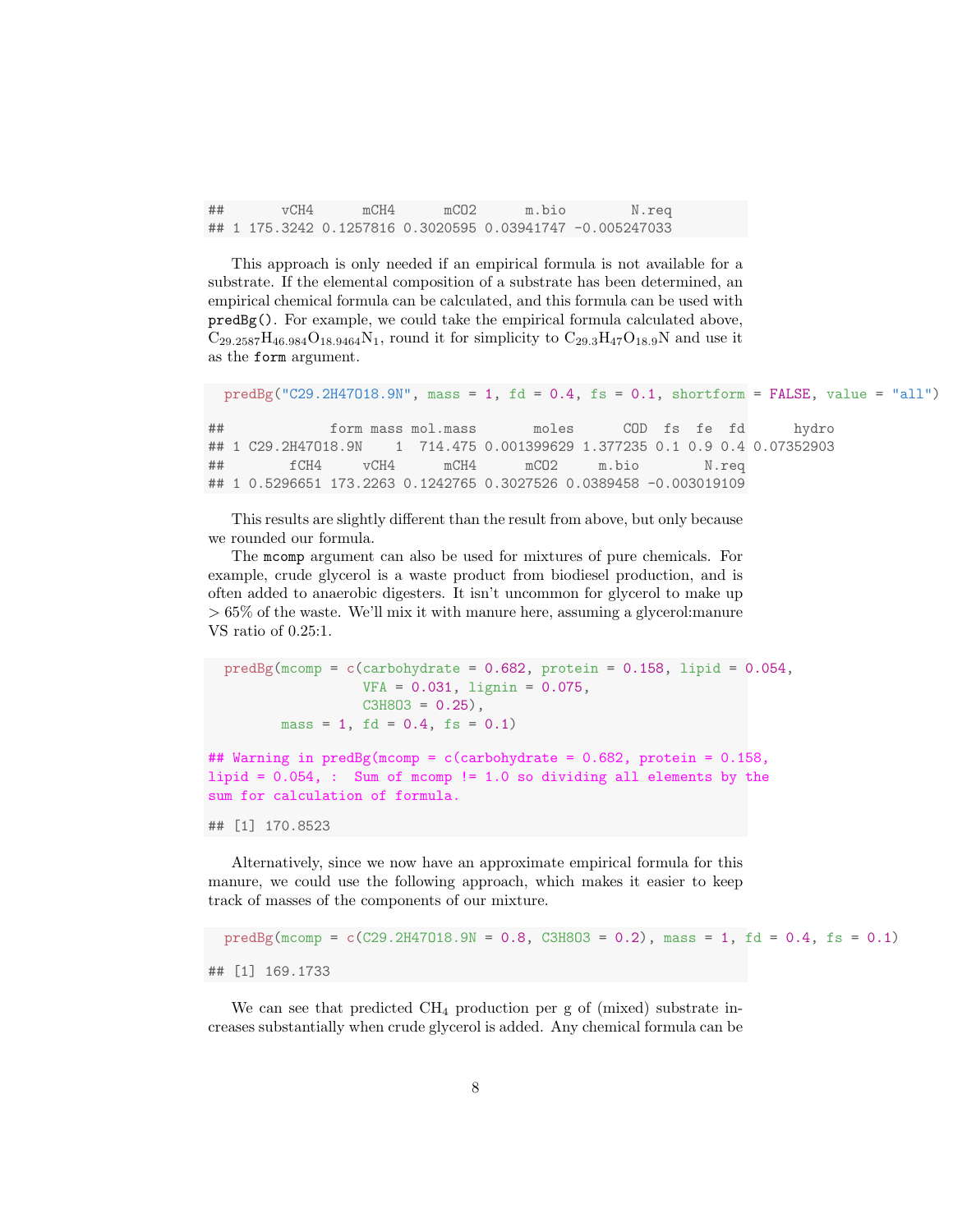```
##       vCH4      mCH4      mCO2      m.bio        N.req
## 1 175.3242 0.1257816 0.3020595 0.03941747 -0.005247033
```

This approach is only needed if an empirical formula is not available for a substrate. If the elemental composition of a substrate has been determined, an empirical chemical formula can be calculated, and this formula can be used with `predBg()`. For example, we could take the empirical formula calculated above, $C_{29.2587}H_{46.984}O_{18.9464}N_1$, round it for simplicity to $C_{29.3}H_{47}O_{18.9}N$ and use it as the `form` argument.

```
predBg("C29.2H47O18.9N", mass = 1, fd = 0.4, fs = 0.1, shortform = FALSE, value = "all")

##             form mass mol.mass       moles      COD  fs  fe  fd      hydro
## 1 C29.2H47O18.9N    1  714.475 0.001399629 1.377235 0.1 0.9 0.4 0.07352903
##        fCH4     vCH4      mCH4      mCO2     m.bio        N.req
## 1 0.5296651 173.2263 0.1242765 0.3027526 0.0389458 -0.003019109
```

This results are slightly different than the result from above, but only because we rounded our formula.

The `mcomp` argument can also be used for mixtures of pure chemicals. For example, crude glycerol is a waste product from biodiesel production, and is often added to anaerobic digesters. It isn't uncommon for glycerol to make up $> 65\%$ of the waste. We'll mix it with manure here, assuming a glycerol:manure VS ratio of 0.25:1.

```
predBg(mcomp = c(carbohydrate = 0.682, protein = 0.158, lipid = 0.054,
                 VFA = 0.031, lignin = 0.075,
                 C3H8O3 = 0.25),
       mass = 1, fd = 0.4, fs = 0.1)

## Warning in predBg(mcomp = c(carbohydrate = 0.682, protein = 0.158,
lipid = 0.054, :  Sum of mcomp != 1.0 so dividing all elements by the
sum for calculation of formula.

## [1] 170.8523
```

Alternatively, since we now have an approximate empirical formula for this manure, we could use the following approach, which makes it easier to keep track of masses of the components of our mixture.

```
predBg(mcomp = c(C29.2H47O18.9N = 0.8, C3H8O3 = 0.2), mass = 1, fd = 0.4, fs = 0.1)

## [1] 169.1733
```

We can see that predicted $CH_4$ production per g of (mixed) substrate increases substantially when crude glycerol is added. Any chemical formula can be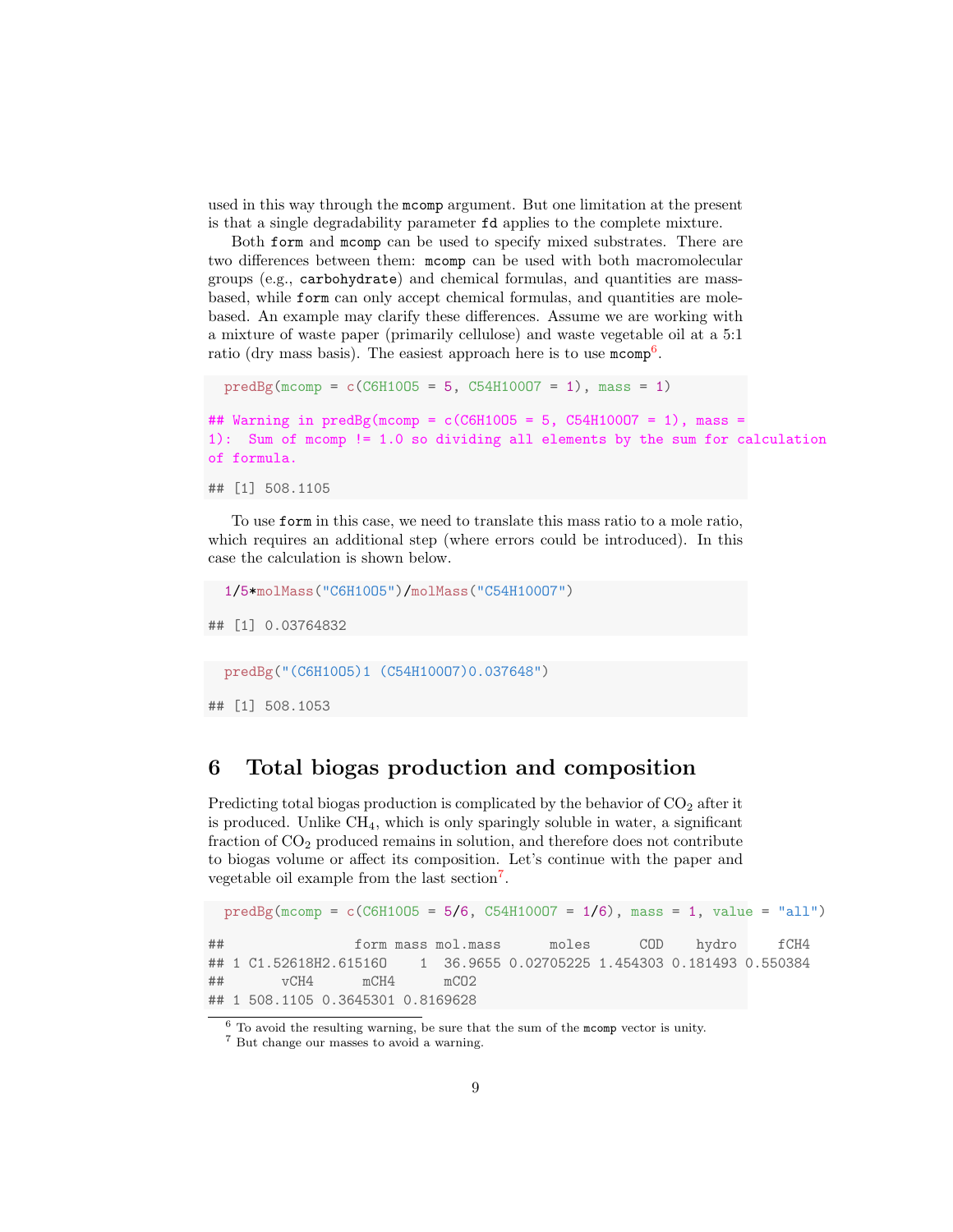used in this way through the mcomp argument. But one limitation at the present is that a single degradability parameter fd applies to the complete mixture.

Both form and mcomp can be used to specify mixed substrates. There are two differences between them: mcomp can be used with both macromolecular groups (e.g., carbohydrate) and chemical formulas, and quantities are mass-based, while form can only accept chemical formulas, and quantities are mole-based. An example may clarify these differences. Assume we are working with a mixture of waste paper (primarily cellulose) and waste vegetable oil at a 5:1 ratio (dry mass basis). The easiest approach here is to use mcomp[6].

```
predBg(mcomp = c(C6H10O5 = 5, C54H100O7 = 1), mass = 1)

## Warning in predBg(mcomp = c(C6H10O5 = 5, C54H100O7 = 1), mass =
1): Sum of mcomp != 1.0 so dividing all elements by the sum for calculation
of formula.

## [1] 508.1105
```

To use form in this case, we need to translate this mass ratio to a mole ratio, which requires an additional step (where errors could be introduced). In this case the calculation is shown below.

```
1/5*molMass("C6H10O5")/molMass("C54H100O7")

## [1] 0.03764832
```

```
predBg("(C6H10O5)1 (C54H100O7)0.037648")

## [1] 508.1053
```

## 6 Total biogas production and composition

Predicting total biogas production is complicated by the behavior of $CO_2$ after it is produced. Unlike $CH_4$, which is only sparingly soluble in water, a significant fraction of $CO_2$ produced remains in solution, and therefore does not contribute to biogas volume or affect its composition. Let's continue with the paper and vegetable oil example from the last section[7].

```
predBg(mcomp = c(C6H10O5 = 5/6, C54H100O7 = 1/6), mass = 1, value = "all")

##                form mass mol.mass      moles      COD    hydro     fCH4
## 1 C1.52618H2.61516O    1  36.9655 0.02705225 1.454303 0.181493 0.550384
##       vCH4      mCH4      mCO2
## 1 508.1105 0.3645301 0.8169628
```

[6] To avoid the resulting warning, be sure that the sum of the mcomp vector is unity.

[7] But change our masses to avoid a warning.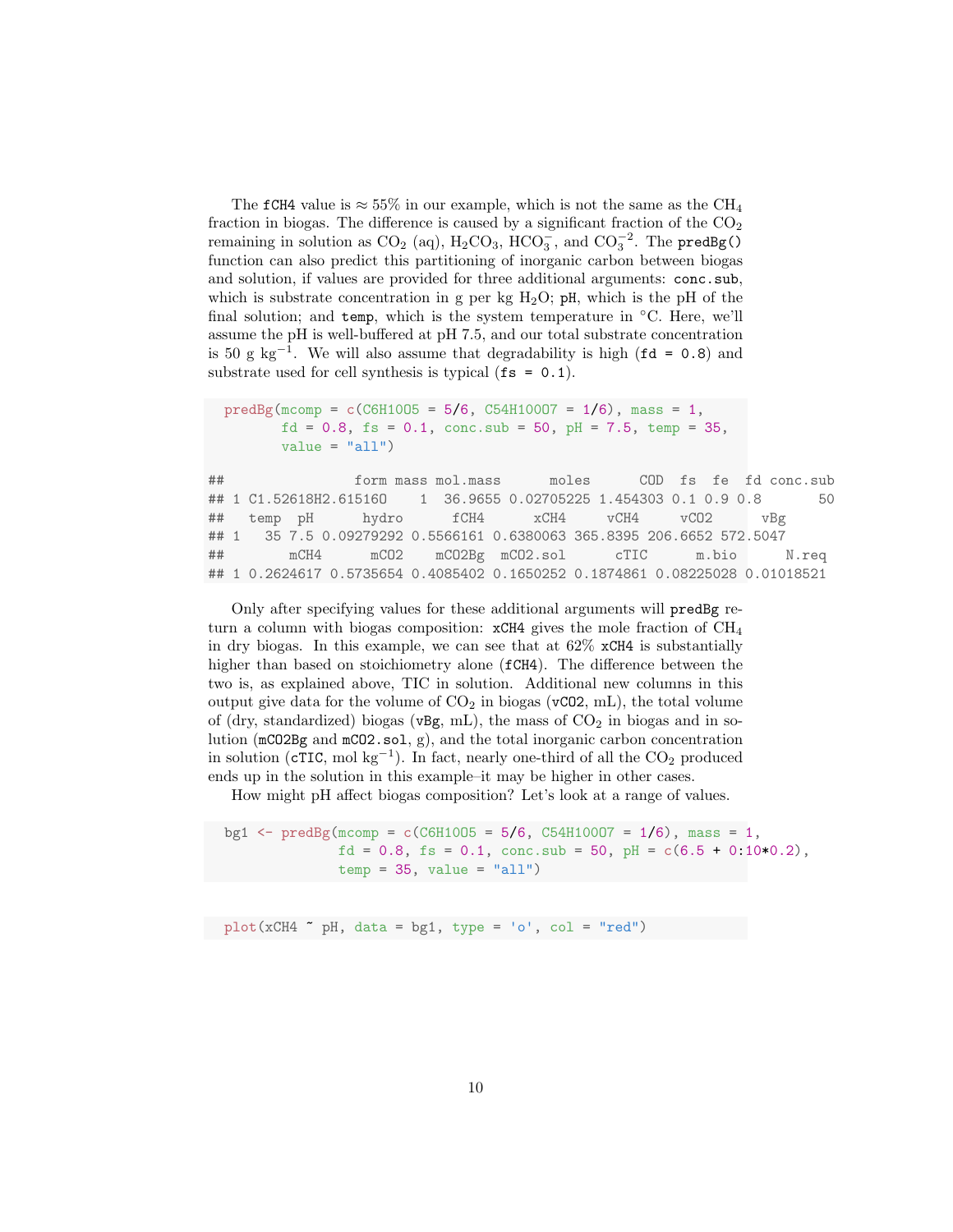The `fCH4` value is ≈ 55% in our example, which is not the same as the $CH_4$ fraction in biogas. The difference is caused by a significant fraction of the $CO_2$ remaining in solution as $CO_2$ (aq), $H_2CO_3$, $HCO_3^-$, and $CO_3^{-2}$. The `predBg()` function can also predict this partitioning of inorganic carbon between biogas and solution, if values are provided for three additional arguments: `conc.sub`, which is substrate concentration in g per kg $H_2O$; `pH`, which is the pH of the final solution; and `temp`, which is the system temperature in °C. Here, we'll assume the pH is well-buffered at pH 7.5, and our total substrate concentration is 50 g $kg^{-1}$. We will also assume that degradability is high (`fd = 0.8`) and substrate used for cell synthesis is typical (`fs = 0.1`).

```
predBg(mcomp = c(C6H10O5 = 5/6, C54H100O7 = 1/6), mass = 1,
       fd = 0.8, fs = 0.1, conc.sub = 50, pH = 7.5, temp = 35,
       value = "all")

##                form mass mol.mass      moles      COD  fs  fe  fd conc.sub
## 1 C1.52618H2.61516O    1  36.9655 0.02705225 1.454303 0.1 0.9 0.8       50
##   temp  pH      hydro      fCH4      xCH4     vCH4     vCO2      vBg
## 1   35 7.5 0.09279292 0.5566161 0.6380063 365.8395 206.6652 572.5047
##        mCH4      mCO2    mCO2Bg  mCO2.sol      cTIC      m.bio      N.req
## 1 0.2624617 0.5735654 0.4085402 0.1650252 0.1874861 0.08225028 0.01018521
```

Only after specifying values for these additional arguments will `predBg` return a column with biogas composition: `xCH4` gives the mole fraction of $CH_4$ in dry biogas. In this example, we can see that at 62% `xCH4` is substantially higher than based on stoichiometry alone (`fCH4`). The difference between the two is, as explained above, TIC in solution. Additional new columns in this output give data for the volume of $CO_2$ in biogas (`vCO2`, mL), the total volume of (dry, standardized) biogas (`vBg`, mL), the mass of $CO_2$ in biogas and in solution (`mCO2Bg` and `mCO2.sol`, g), and the total inorganic carbon concentration in solution (`cTIC`, mol $kg^{-1}$). In fact, nearly one-third of all the $CO_2$ produced ends up in the solution in this example–it may be higher in other cases.

How might pH affect biogas composition? Let's look at a range of values.

```
bg1 <- predBg(mcomp = c(C6H10O5 = 5/6, C54H100O7 = 1/6), mass = 1,
              fd = 0.8, fs = 0.1, conc.sub = 50, pH = c(6.5 + 0:10*0.2),
              temp = 35, value = "all")
```

```
plot(xCH4 ~ pH, data = bg1, type = 'o', col = "red")
```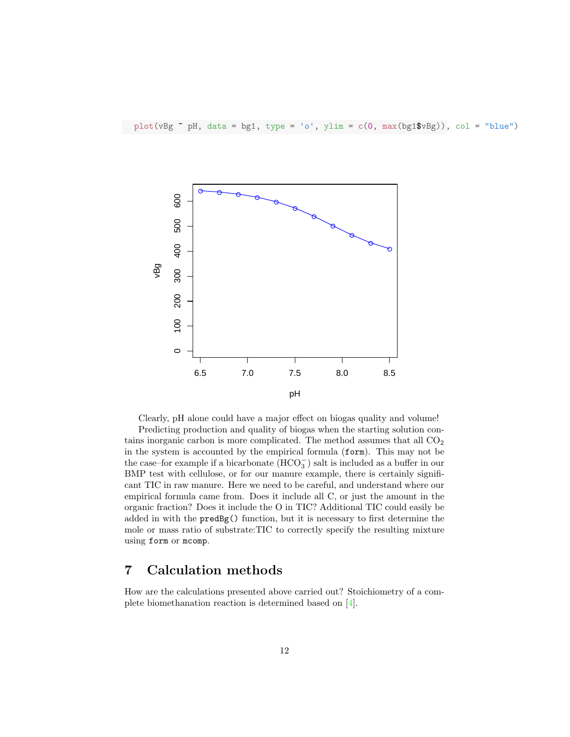```
plot(vBg ~ pH, data = bg1, type = 'o', ylim = c(0, max(bg1$vBg)), col = "blue")
```

Clearly, pH alone could have a major effect on biogas quality and volume!

Predicting production and quality of biogas when the starting solution contains inorganic carbon is more complicated. The method assumes that all $CO_2$ in the system is accounted by the empirical formula (`form`). This may not be the case–for example if a bicarbonate ($HCO_3^-$) salt is included as a buffer in our BMP test with cellulose, or for our manure example, there is certainly significant TIC in raw manure. Here we need to be careful, and understand where our empirical formula came from. Does it include all C, or just the amount in the organic fraction? Does it include the O in TIC? Additional TIC could easily be added in with the `predBg()` function, but it is necessary to first determine the mole or mass ratio of substrate:TIC to correctly specify the resulting mixture using `form` or `mcomp`.

## 7 Calculation methods

How are the calculations presented above carried out? Stoichiometry of a complete biomethanation reaction is determined based on [4].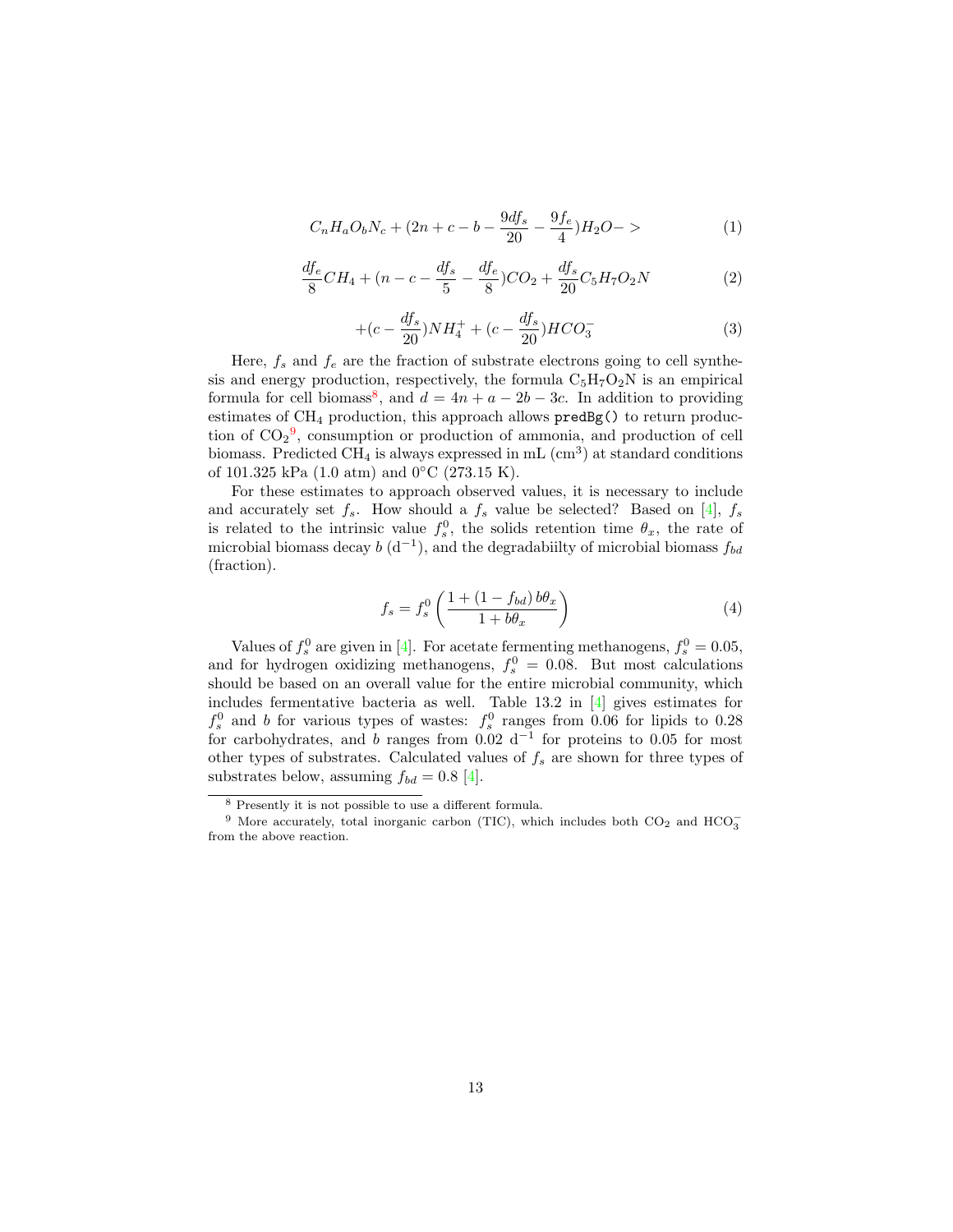$$C_nH_aO_bN_c + (2n + c - b - \frac{9df_s}{20} - \frac{9f_e}{4})H_2O- > \tag{1}$$

$$\frac{df_e}{8}CH_4 + (n - c - \frac{df_s}{5} - \frac{df_e}{8})CO_2 + \frac{df_s}{20}C_5H_7O_2N \tag{2}$$

$$+(c - \frac{df_s}{20})NH_4^+ + (c - \frac{df_s}{20})HCO_3^- \tag{3}$$

Here, $f_s$ and $f_e$ are the fraction of substrate electrons going to cell synthesis and energy production, respectively, the formula $C_5H_7O_2N$ is an empirical formula for cell biomass[8], and $d = 4n + a - 2b - 3c$. In addition to providing estimates of $CH_4$ production, this approach allows `predBg()` to return production of $CO_2$[9], consumption or production of ammonia, and production of cell biomass. Predicted $CH_4$ is always expressed in mL ($cm^3$) at standard conditions of 101.325 kPa (1.0 atm) and 0°C (273.15 K).

For these estimates to approach observed values, it is necessary to include and accurately set $f_s$. How should a $f_s$ value be selected? Based on [4], $f_s$ is related to the intrinsic value $f_s^0$, the solids retention time $\theta_x$, the rate of microbial biomass decay $b$ ($d^{-1}$), and the degradabiilty of microbial biomass $f_{bd}$ (fraction).

$$f_s = f_s^0 \left( \frac{1 + (1 - f_{bd})\, b\theta_x}{1 + b\theta_x} \right) \tag{4}$$

Values of $f_s^0$ are given in [4]. For acetate fermenting methanogens, $f_s^0 = 0.05$, and for hydrogen oxidizing methanogens, $f_s^0 = 0.08$. But most calculations should be based on an overall value for the entire microbial community, which includes fermentative bacteria as well. Table 13.2 in [4] gives estimates for $f_s^0$ and $b$ for various types of wastes: $f_s^0$ ranges from 0.06 for lipids to 0.28 for carbohydrates, and $b$ ranges from 0.02 $d^{-1}$ for proteins to 0.05 for most other types of substrates. Calculated values of $f_s$ are shown for three types of substrates below, assuming $f_{bd} = 0.8$ [4].

---

[8] Presently it is not possible to use a different formula.

[9] More accurately, total inorganic carbon (TIC), which includes both $CO_2$ and $HCO_3^-$ from the above reaction.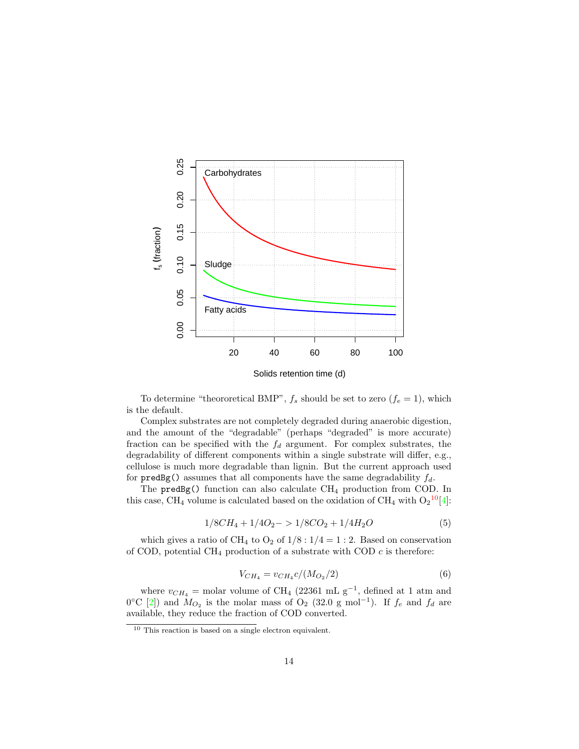To determine "theororetical BMP", $f_s$ should be set to zero ($f_e = 1$), which is the default.

Complex substrates are not completely degraded during anaerobic digestion, and the amount of the "degradable" (perhaps "degraded" is more accurate) fraction can be specified with the $f_d$ argument. For complex substrates, the degradability of different components within a single substrate will differ, e.g., cellulose is much more degradable than lignin. But the current approach used for `predBg()` assumes that all components have the same degradability $f_d$.

The `predBg()` function can also calculate $CH_4$ production from COD. In this case, $CH_4$ volume is calculated based on the oxidation of $CH_4$ with $O_2$ [10] [4]:

$$1/8CH_4 + 1/4O_2 -> 1/8CO_2 + 1/4H_2O \tag{5}$$

which gives a ratio of $CH_4$ to $O_2$ of $1/8 : 1/4 = 1 : 2$. Based on conservation of COD, potential $CH_4$ production of a substrate with COD $c$ is therefore:

$$V_{CH_4} = v_{CH_4} c/(M_{O_2}/2) \tag{6}$$

where $v_{CH_4}$ = molar volume of $CH_4$ (22361 mL g$^{-1}$, defined at 1 atm and 0°C [2]) and $M_{O_2}$ is the molar mass of $O_2$ (32.0 g mol$^{-1}$). If $f_e$ and $f_d$ are available, they reduce the fraction of COD converted.

[10] This reaction is based on a single electron equivalent.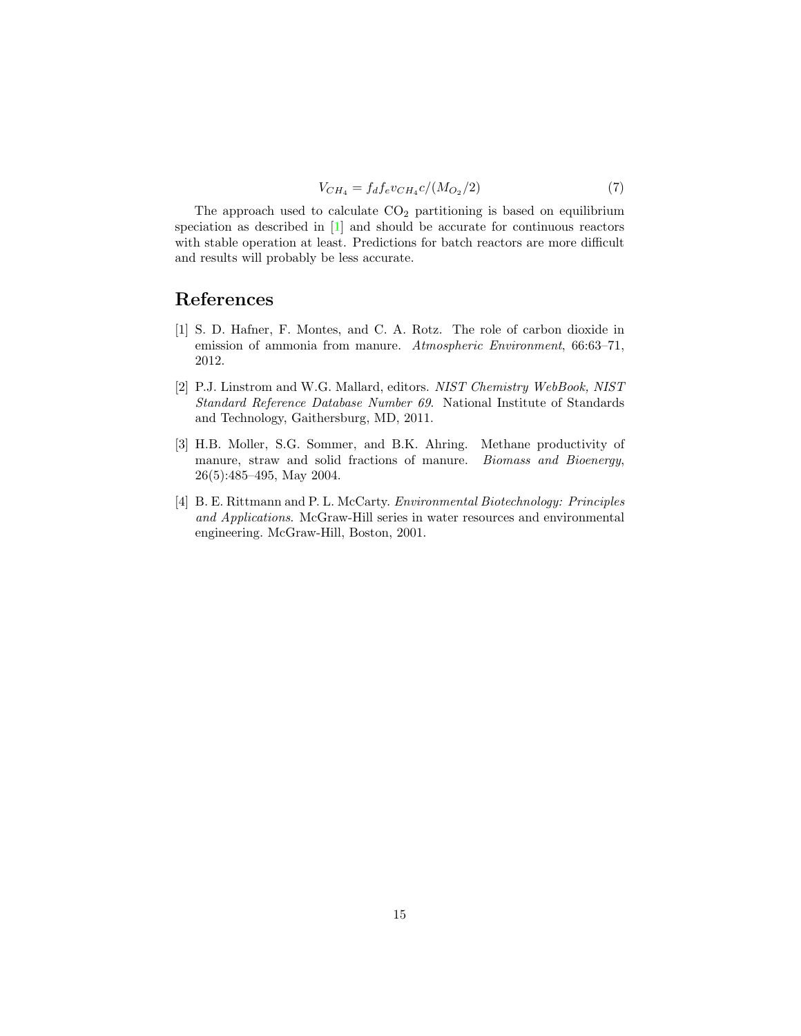$$V_{CH_4} = f_d f_e v_{CH_4} c/(M_{O_2}/2) \tag{7}$$

The approach used to calculate $CO_2$ partitioning is based on equilibrium speciation as described in [1] and should be accurate for continuous reactors with stable operation at least. Predictions for batch reactors are more difficult and results will probably be less accurate.

## References

[1] S. D. Hafner, F. Montes, and C. A. Rotz. The role of carbon dioxide in emission of ammonia from manure. *Atmospheric Environment*, 66:63–71, 2012.

[2] P.J. Linstrom and W.G. Mallard, editors. *NIST Chemistry WebBook, NIST Standard Reference Database Number 69*. National Institute of Standards and Technology, Gaithersburg, MD, 2011.

[3] H.B. Moller, S.G. Sommer, and B.K. Ahring. Methane productivity of manure, straw and solid fractions of manure. *Biomass and Bioenergy*, 26(5):485–495, May 2004.

[4] B. E. Rittmann and P. L. McCarty. *Environmental Biotechnology: Principles and Applications*. McGraw-Hill series in water resources and environmental engineering. McGraw-Hill, Boston, 2001.